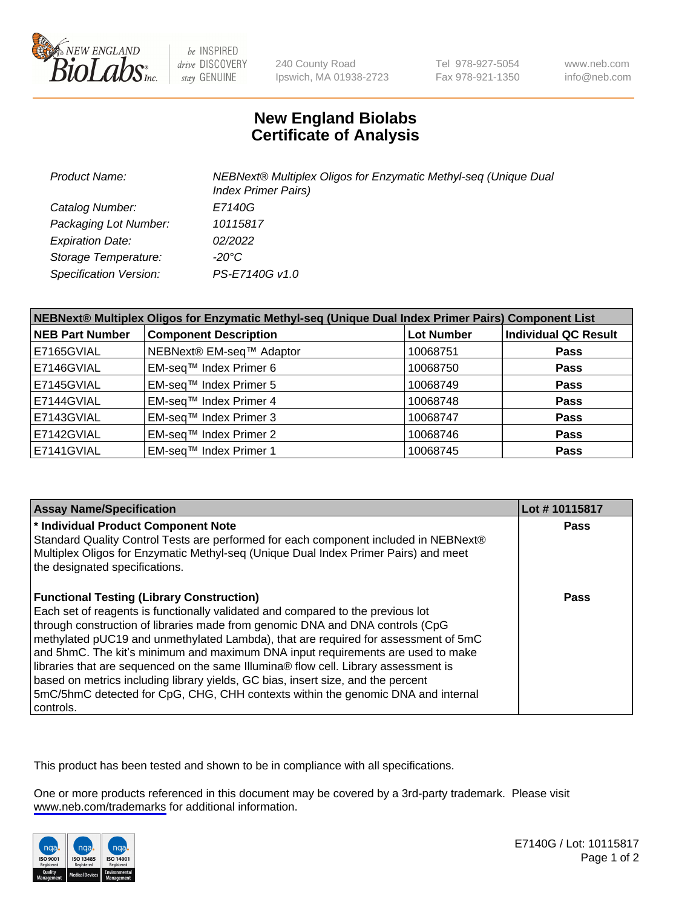# New England Biolabs Certificate of Analysis

| | |
|---|---|
| Product Name: | NEBNext® Multiplex Oligos for Enzymatic Methyl-seq (Unique Dual Index Primer Pairs) |
| Catalog Number: | E7140G |
| Packaging Lot Number: | 10115817 |
| Expiration Date: | 02/2022 |
| Storage Temperature: | -20°C |
| Specification Version: | PS-E7140G v1.0 |

| NEBNext® Multiplex Oligos for Enzymatic Methyl-seq (Unique Dual Index Primer Pairs) Component List | | | |
|---|---|---|---|
| **NEB Part Number** | **Component Description** | **Lot Number** | **Individual QC Result** |
| E7165GVIAL | NEBNext® EM-seq™ Adaptor | 10068751 | **Pass** |
| E7146GVIAL | EM-seq™ Index Primer 6 | 10068750 | **Pass** |
| E7145GVIAL | EM-seq™ Index Primer 5 | 10068749 | **Pass** |
| E7144GVIAL | EM-seq™ Index Primer 4 | 10068748 | **Pass** |
| E7143GVIAL | EM-seq™ Index Primer 3 | 10068747 | **Pass** |
| E7142GVIAL | EM-seq™ Index Primer 2 | 10068746 | **Pass** |
| E7141GVIAL | EM-seq™ Index Primer 1 | 10068745 | **Pass** |

| Assay Name/Specification | Lot # 10115817 |
|---|---|
| **\* Individual Product Component Note**<br>Standard Quality Control Tests are performed for each component included in NEBNext® Multiplex Oligos for Enzymatic Methyl-seq (Unique Dual Index Primer Pairs) and meet the designated specifications. | **Pass** |
| **Functional Testing (Library Construction)**<br>Each set of reagents is functionally validated and compared to the previous lot through construction of libraries made from genomic DNA and DNA controls (CpG methylated pUC19 and unmethylated Lambda), that are required for assessment of 5mC and 5hmC. The kit's minimum and maximum DNA input requirements are used to make libraries that are sequenced on the same Illumina® flow cell. Library assessment is based on metrics including library yields, GC bias, insert size, and the percent 5mC/5hmC detected for CpG, CHG, CHH contexts within the genomic DNA and internal controls. | **Pass** |

This product has been tested and shown to be in compliance with all specifications.

One or more products referenced in this document may be covered by a 3rd-party trademark. Please visit www.neb.com/trademarks for additional information.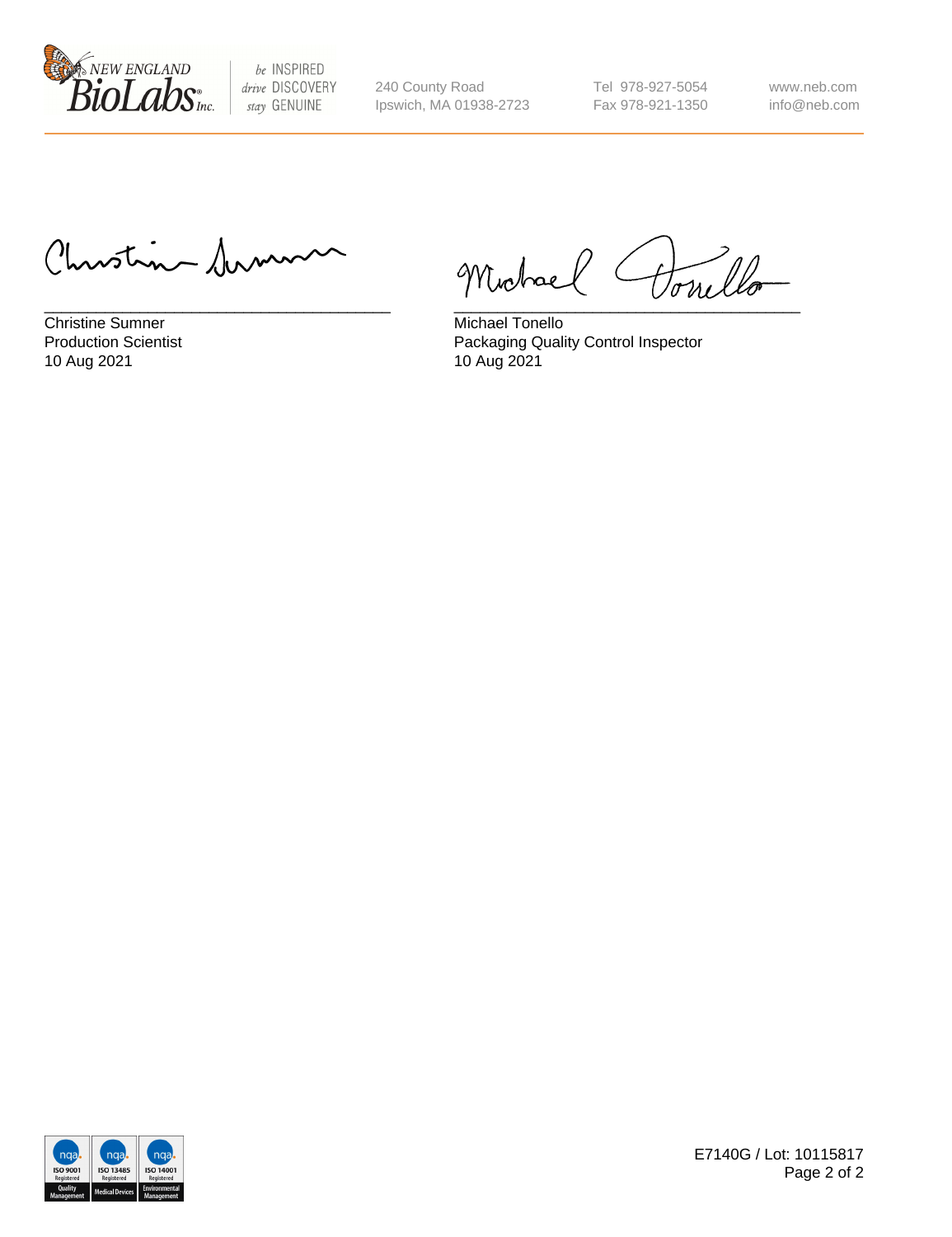Christine Sumner
Production Scientist
10 Aug 2021

Michael Tonello
Packaging Quality Control Inspector
10 Aug 2021

E7140G / Lot: 10115817